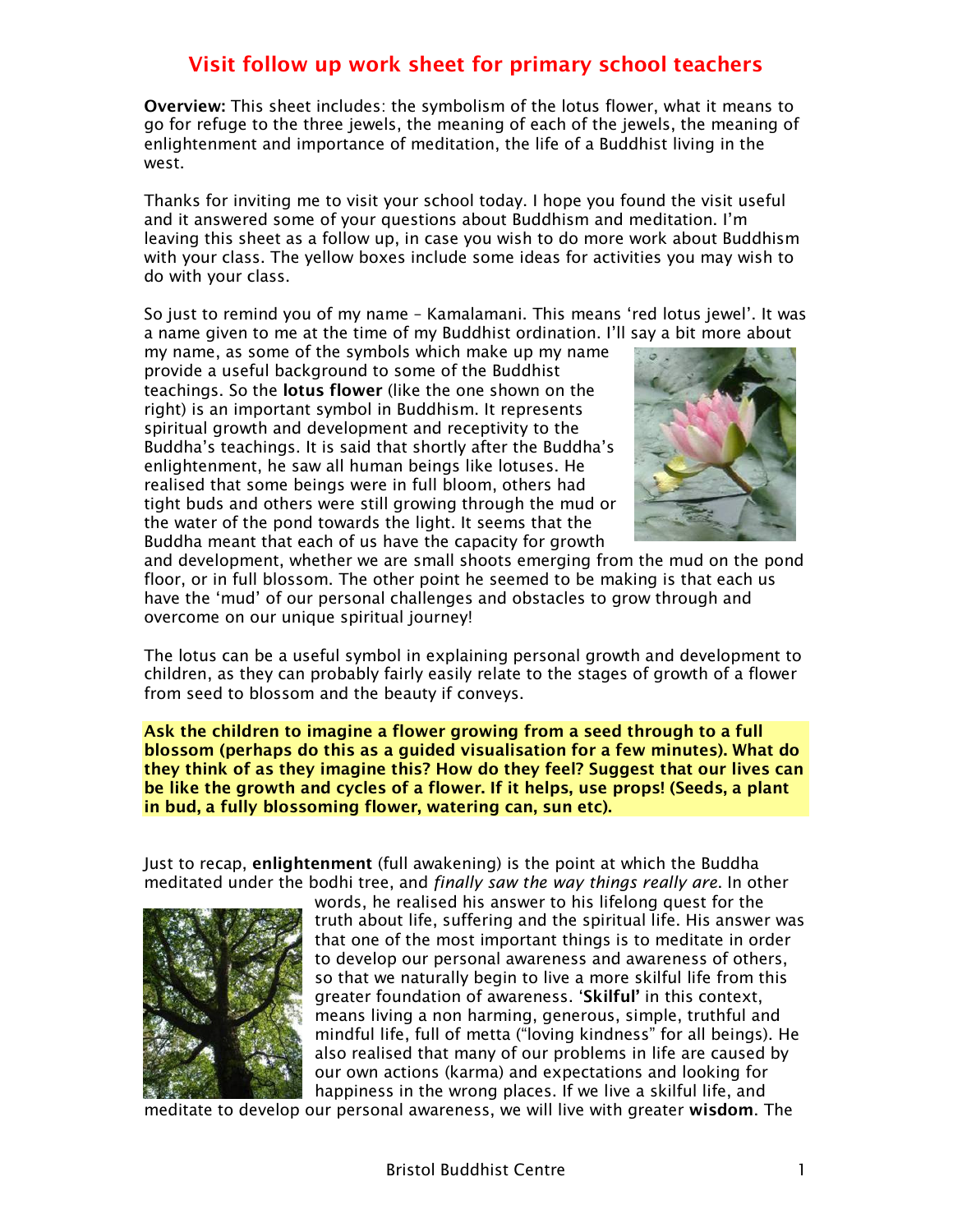# Visit follow up work sheet for primary school teachers

**Overview:** This sheet includes: the symbolism of the lotus flower, what it means to go for refuge to the three jewels, the meaning of each of the jewels, the meaning of enlightenment and importance of meditation, the life of a Buddhist living in the west.

Thanks for inviting me to visit your school today. I hope you found the visit useful and it answered some of your questions about Buddhism and meditation. I'm leaving this sheet as a follow up, in case you wish to do more work about Buddhism with your class. The yellow boxes include some ideas for activities you may wish to do with your class.

So just to remind you of my name – Kamalamani. This means 'red lotus jewel'. It was a name given to me at the time of my Buddhist ordination. I'll say a bit more about my name, as some of the symbols which make up my name provide a useful background to some of the Buddhist teachings. So the **lotus flower** (like the one shown on the right) is an important symbol in Buddhism. It represents spiritual growth and development and receptivity to the Buddha's teachings. It is said that shortly after the Buddha's enlightenment, he saw all human beings like lotuses. He realised that some beings were in full bloom, others had tight buds and others were still growing through the mud or the water of the pond towards the light. It seems that the Buddha meant that each of us have the capacity for growth and development, whether we are small shoots emerging from the mud on the pond floor, or in full blossom. The other point he seemed to be making is that each us have the 'mud' of our personal challenges and obstacles to grow through and overcome on our unique spiritual journey!

The lotus can be a useful symbol in explaining personal growth and development to children, as they can probably fairly easily relate to the stages of growth of a flower from seed to blossom and the beauty if conveys.

**Ask the children to imagine a flower growing from a seed through to a full blossom (perhaps do this as a guided visualisation for a few minutes). What do they think of as they imagine this? How do they feel? Suggest that our lives can be like the growth and cycles of a flower. If it helps, use props! (Seeds, a plant in bud, a fully blossoming flower, watering can, sun etc).**

Just to recap, **enlightenment** (full awakening) is the point at which the Buddha meditated under the bodhi tree, and *finally saw the way things really are*. In other words, he realised his answer to his lifelong quest for the truth about life, suffering and the spiritual life. His answer was that one of the most important things is to meditate in order to develop our personal awareness and awareness of others, so that we naturally begin to live a more skilful life from this greater foundation of awareness. '**Skilful'** in this context, means living a non harming, generous, simple, truthful and mindful life, full of metta ("loving kindness" for all beings). He also realised that many of our problems in life are caused by our own actions (karma) and expectations and looking for happiness in the wrong places. If we live a skilful life, and meditate to develop our personal awareness, we will live with greater **wisdom**. The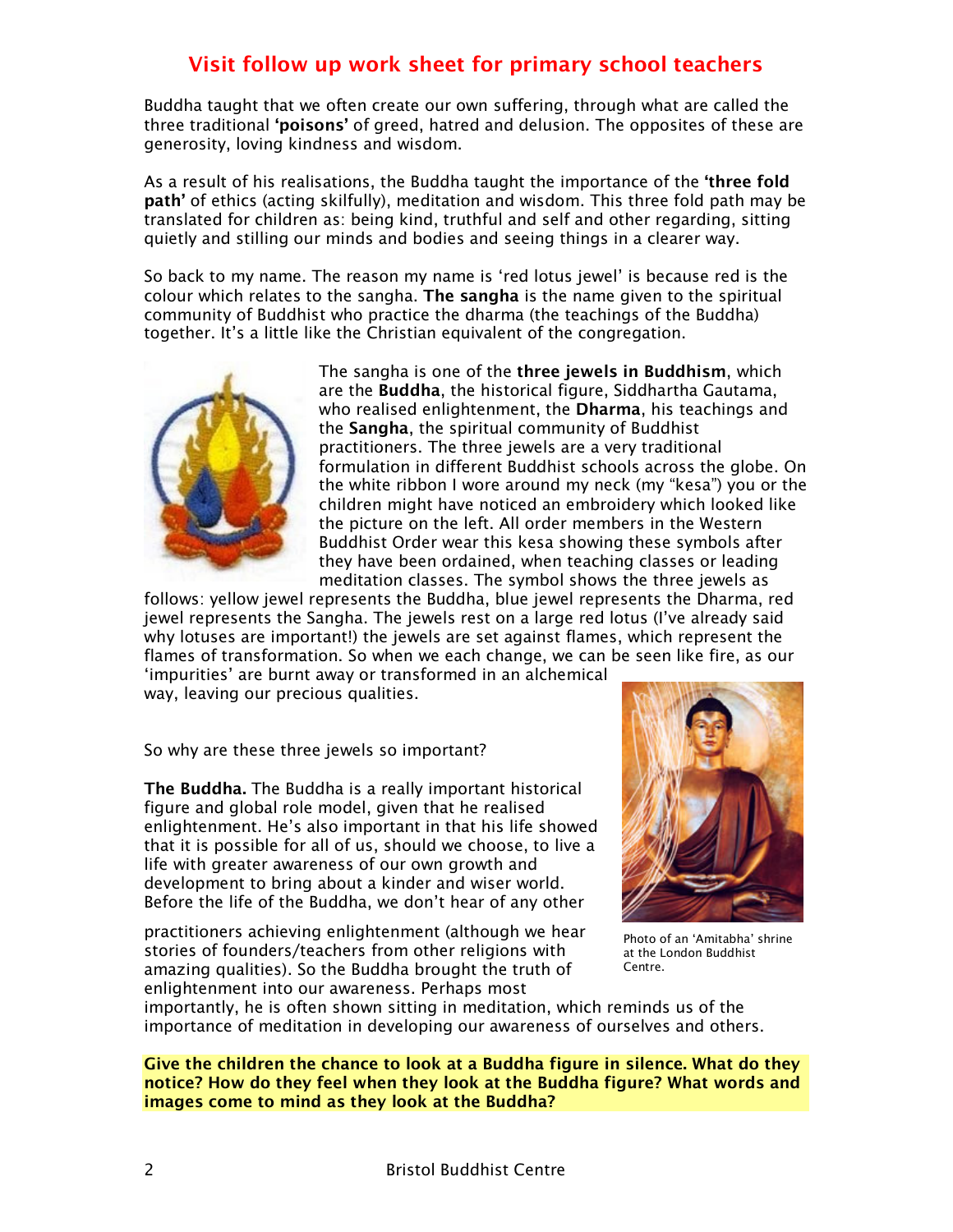## Visit follow up work sheet for primary school teachers

Buddha taught that we often create our own suffering, through what are called the three traditional **'poisons'** of greed, hatred and delusion. The opposites of these are generosity, loving kindness and wisdom.

As a result of his realisations, the Buddha taught the importance of the **'three fold path'** of ethics (acting skilfully), meditation and wisdom. This three fold path may be translated for children as: being kind, truthful and self and other regarding, sitting quietly and stilling our minds and bodies and seeing things in a clearer way.

So back to my name. The reason my name is 'red lotus jewel' is because red is the colour which relates to the sangha. **The sangha** is the name given to the spiritual community of Buddhist who practice the dharma (the teachings of the Buddha) together. It's a little like the Christian equivalent of the congregation.

The sangha is one of the **three jewels in Buddhism**, which are the **Buddha**, the historical figure, Siddhartha Gautama, who realised enlightenment, the **Dharma**, his teachings and the **Sangha**, the spiritual community of Buddhist practitioners. The three jewels are a very traditional formulation in different Buddhist schools across the globe. On the white ribbon I wore around my neck (my "kesa") you or the children might have noticed an embroidery which looked like the picture on the left. All order members in the Western Buddhist Order wear this kesa showing these symbols after they have been ordained, when teaching classes or leading meditation classes. The symbol shows the three jewels as follows: yellow jewel represents the Buddha, blue jewel represents the Dharma, red jewel represents the Sangha. The jewels rest on a large red lotus (I've already said why lotuses are important!) the jewels are set against flames, which represent the flames of transformation. So when we each change, we can be seen like fire, as our 'impurities' are burnt away or transformed in an alchemical way, leaving our precious qualities.

So why are these three jewels so important?

**The Buddha.** The Buddha is a really important historical figure and global role model, given that he realised enlightenment. He's also important in that his life showed that it is possible for all of us, should we choose, to live a life with greater awareness of our own growth and development to bring about a kinder and wiser world. Before the life of the Buddha, we don't hear of any other practitioners achieving enlightenment (although we hear stories of founders/teachers from other religions with amazing qualities). So the Buddha brought the truth of enlightenment into our awareness. Perhaps most importantly, he is often shown sitting in meditation, which reminds us of the importance of meditation in developing our awareness of ourselves and others.

Photo of an 'Amitabha' shrine at the London Buddhist Centre.

**Give the children the chance to look at a Buddha figure in silence. What do they notice? How do they feel when they look at the Buddha figure? What words and images come to mind as they look at the Buddha?**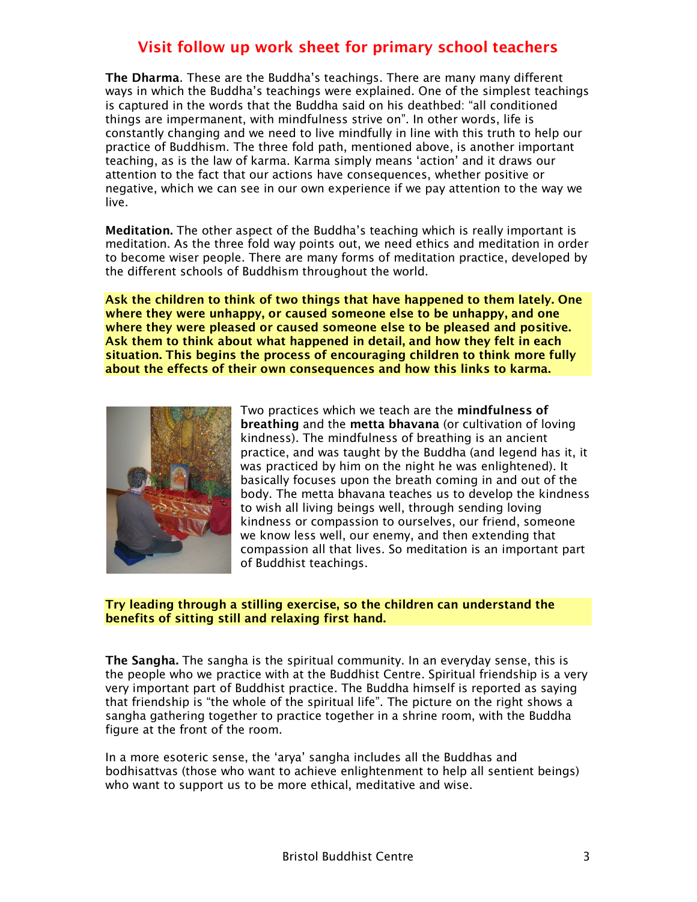## Visit follow up work sheet for primary school teachers

**The Dharma**. These are the Buddha's teachings. There are many many different ways in which the Buddha's teachings were explained. One of the simplest teachings is captured in the words that the Buddha said on his deathbed: "all conditioned things are impermanent, with mindfulness strive on". In other words, life is constantly changing and we need to live mindfully in line with this truth to help our practice of Buddhism. The three fold path, mentioned above, is another important teaching, as is the law of karma. Karma simply means 'action' and it draws our attention to the fact that our actions have consequences, whether positive or negative, which we can see in our own experience if we pay attention to the way we live.

**Meditation.** The other aspect of the Buddha's teaching which is really important is meditation. As the three fold way points out, we need ethics and meditation in order to become wiser people. There are many forms of meditation practice, developed by the different schools of Buddhism throughout the world.

**Ask the children to think of two things that have happened to them lately. One where they were unhappy, or caused someone else to be unhappy, and one where they were pleased or caused someone else to be pleased and positive. Ask them to think about what happened in detail, and how they felt in each situation. This begins the process of encouraging children to think more fully about the effects of their own consequences and how this links to karma.**

Two practices which we teach are the **mindfulness of breathing** and the **metta bhavana** (or cultivation of loving kindness). The mindfulness of breathing is an ancient practice, and was taught by the Buddha (and legend has it, it was practiced by him on the night he was enlightened). It basically focuses upon the breath coming in and out of the body. The metta bhavana teaches us to develop the kindness to wish all living beings well, through sending loving kindness or compassion to ourselves, our friend, someone we know less well, our enemy, and then extending that compassion all that lives. So meditation is an important part of Buddhist teachings.

**Try leading through a stilling exercise, so the children can understand the benefits of sitting still and relaxing first hand.**

**The Sangha.** The sangha is the spiritual community. In an everyday sense, this is the people who we practice with at the Buddhist Centre. Spiritual friendship is a very very important part of Buddhist practice. The Buddha himself is reported as saying that friendship is "the whole of the spiritual life". The picture on the right shows a sangha gathering together to practice together in a shrine room, with the Buddha figure at the front of the room.

In a more esoteric sense, the 'arya' sangha includes all the Buddhas and bodhisattvas (those who want to achieve enlightenment to help all sentient beings) who want to support us to be more ethical, meditative and wise.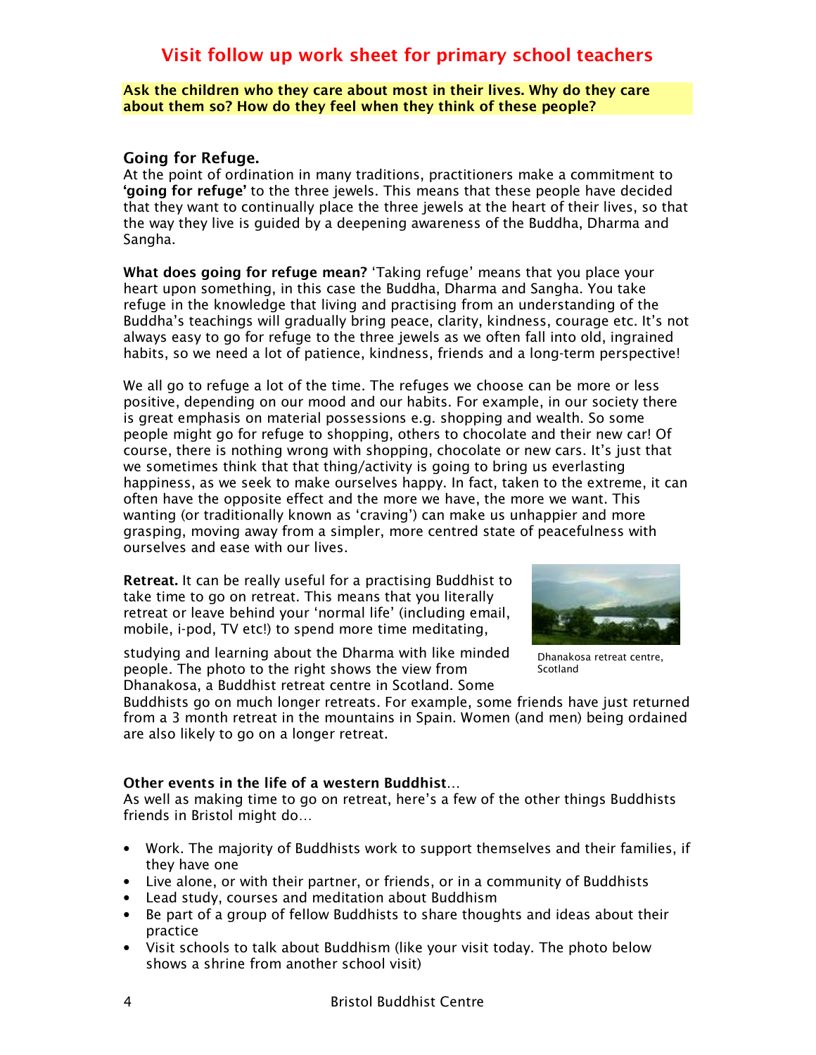# Visit follow up work sheet for primary school teachers

**Ask the children who they care about most in their lives. Why do they care about them so? How do they feel when they think of these people?**

### Going for Refuge.

At the point of ordination in many traditions, practitioners make a commitment to **'going for refuge'** to the three jewels. This means that these people have decided that they want to continually place the three jewels at the heart of their lives, so that the way they live is guided by a deepening awareness of the Buddha, Dharma and Sangha.

**What does going for refuge mean?** 'Taking refuge' means that you place your heart upon something, in this case the Buddha, Dharma and Sangha. You take refuge in the knowledge that living and practising from an understanding of the Buddha's teachings will gradually bring peace, clarity, kindness, courage etc. It's not always easy to go for refuge to the three jewels as we often fall into old, ingrained habits, so we need a lot of patience, kindness, friends and a long-term perspective!

We all go to refuge a lot of the time. The refuges we choose can be more or less positive, depending on our mood and our habits. For example, in our society there is great emphasis on material possessions e.g. shopping and wealth. So some people might go for refuge to shopping, others to chocolate and their new car! Of course, there is nothing wrong with shopping, chocolate or new cars. It's just that we sometimes think that that thing/activity is going to bring us everlasting happiness, as we seek to make ourselves happy. In fact, taken to the extreme, it can often have the opposite effect and the more we have, the more we want. This wanting (or traditionally known as 'craving') can make us unhappier and more grasping, moving away from a simpler, more centred state of peacefulness with ourselves and ease with our lives.

**Retreat.** It can be really useful for a practising Buddhist to take time to go on retreat. This means that you literally retreat or leave behind your 'normal life' (including email, mobile, i-pod, TV etc!) to spend more time meditating, studying and learning about the Dharma with like minded people. The photo to the right shows the view from Dhanakosa, a Buddhist retreat centre in Scotland. Some Buddhists go on much longer retreats. For example, some friends have just returned from a 3 month retreat in the mountains in Spain. Women (and men) being ordained are also likely to go on a longer retreat.

Dhanakosa retreat centre, Scotland

**Other events in the life of a western Buddhist…**

As well as making time to go on retreat, here's a few of the other things Buddhists friends in Bristol might do…

- Work. The majority of Buddhists work to support themselves and their families, if they have one
- Live alone, or with their partner, or friends, or in a community of Buddhists
- Lead study, courses and meditation about Buddhism
- Be part of a group of fellow Buddhists to share thoughts and ideas about their practice
- Visit schools to talk about Buddhism (like your visit today. The photo below shows a shrine from another school visit)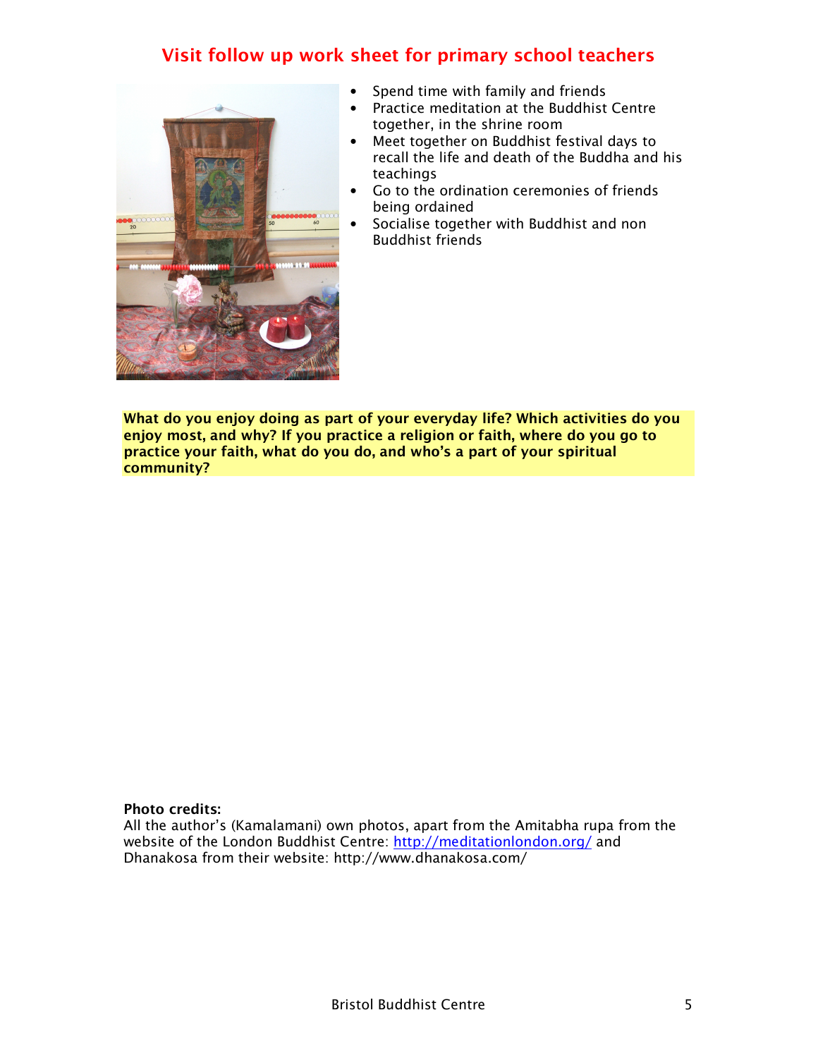## Visit follow up work sheet for primary school teachers

- Spend time with family and friends
- Practice meditation at the Buddhist Centre together, in the shrine room
- Meet together on Buddhist festival days to recall the life and death of the Buddha and his teachings
- Go to the ordination ceremonies of friends being ordained
- Socialise together with Buddhist and non Buddhist friends

**What do you enjoy doing as part of your everyday life? Which activities do you enjoy most, and why? If you practice a religion or faith, where do you go to practice your faith, what do you do, and who's a part of your spiritual community?**

**Photo credits:**
All the author's (Kamalamani) own photos, apart from the Amitabha rupa from the website of the London Buddhist Centre: http://meditationlondon.org/ and Dhanakosa from their website: http://www.dhanakosa.com/